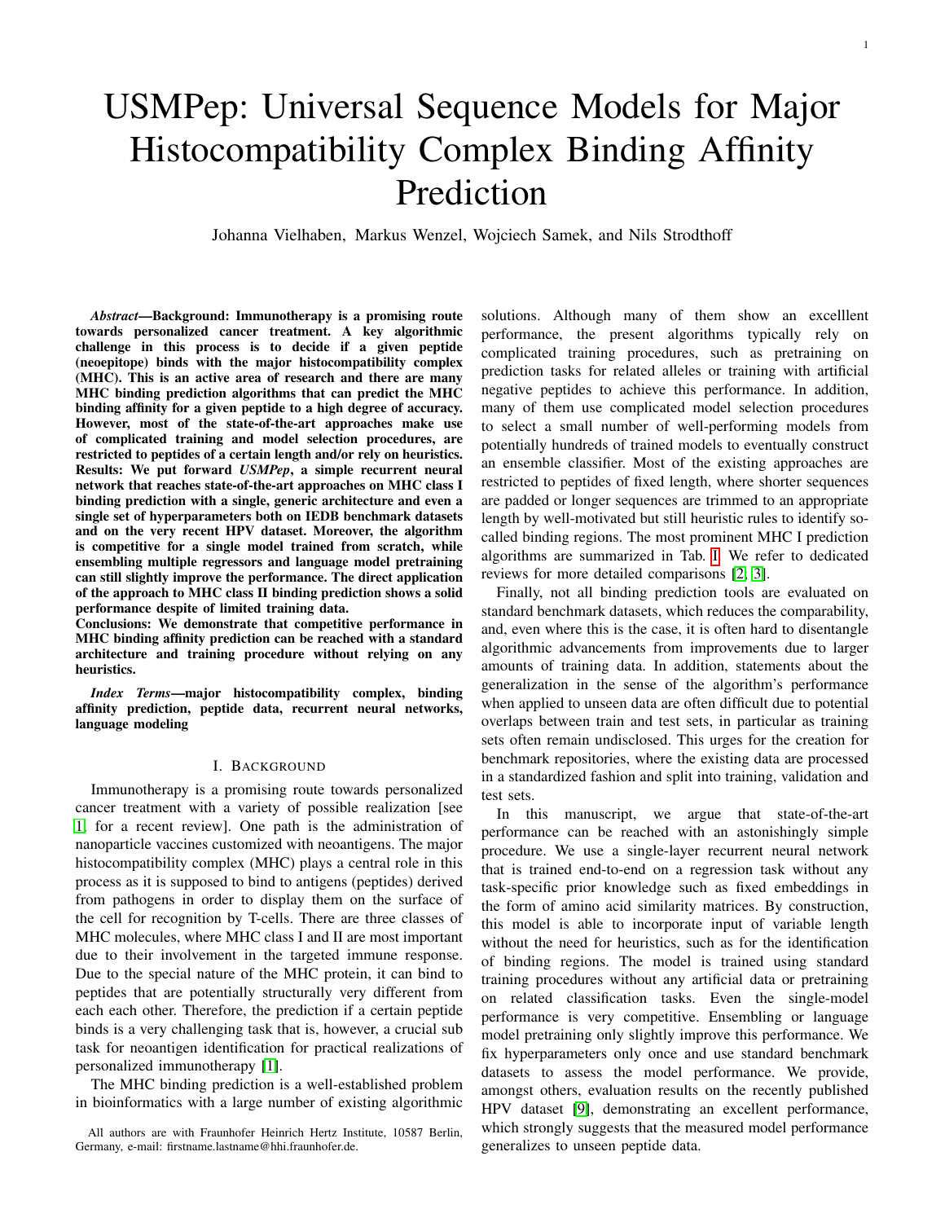# USMPep: Universal Sequence Models for Major Histocompatibility Complex Binding Affinity Prediction

Johanna Vielhaben, Markus Wenzel, Wojciech Samek, and Nils Strodthoff

***Abstract*—Background: Immunotherapy is a promising route towards personalized cancer treatment. A key algorithmic challenge in this process is to decide if a given peptide (neoepitope) binds with the major histocompatibility complex (MHC). This is an active area of research and there are many MHC binding prediction algorithms that can predict the MHC binding affinity for a given peptide to a high degree of accuracy. However, most of the state-of-the-art approaches make use of complicated training and model selection procedures, are restricted to peptides of a certain length and/or rely on heuristics.**
**Results: We put forward *USMPep*, a simple recurrent neural network that reaches state-of-the-art approaches on MHC class I binding prediction with a single, generic architecture and even a single set of hyperparameters both on IEDB benchmark datasets and on the very recent HPV dataset. Moreover, the algorithm is competitive for a single model trained from scratch, while ensembling multiple regressors and language model pretraining can still slightly improve the performance. The direct application of the approach to MHC class II binding prediction shows a solid performance despite of limited training data.**
**Conclusions: We demonstrate that competitive performance in MHC binding affinity prediction can be reached with a standard architecture and training procedure without relying on any heuristics.**

***Index Terms*—major histocompatibility complex, binding affinity prediction, peptide data, recurrent neural networks, language modeling**

## I. Background

Immunotherapy is a promising route towards personalized cancer treatment with a variety of possible realization [see [1] for a recent review]. One path is the administration of nanoparticle vaccines customized with neoantigens. The major histocompatibility complex (MHC) plays a central role in this process as it is supposed to bind to antigens (peptides) derived from pathogens in order to display them on the surface of the cell for recognition by T-cells. There are three classes of MHC molecules, where MHC class I and II are most important due to their involvement in the targeted immune response. Due to the special nature of the MHC protein, it can bind to peptides that are potentially structurally very different from each each other. Therefore, the prediction if a certain peptide binds is a very challenging task that is, however, a crucial sub task for neoantigen identification for practical realizations of personalized immunotherapy [1].

The MHC binding prediction is a well-established problem in bioinformatics with a large number of existing algorithmic solutions. Although many of them show an excelllent performance, the present algorithms typically rely on complicated training procedures, such as pretraining on prediction tasks for related alleles or training with artificial negative peptides to achieve this performance. In addition, many of them use complicated model selection procedures to select a small number of well-performing models from potentially hundreds of trained models to eventually construct an ensemble classifier. Most of the existing approaches are restricted to peptides of fixed length, where shorter sequences are padded or longer sequences are trimmed to an appropriate length by well-motivated but still heuristic rules to identify so-called binding regions. The most prominent MHC I prediction algorithms are summarized in Tab. I. We refer to dedicated reviews for more detailed comparisons [2, 3].

Finally, not all binding prediction tools are evaluated on standard benchmark datasets, which reduces the comparability, and, even where this is the case, it is often hard to disentangle algorithmic advancements from improvements due to larger amounts of training data. In addition, statements about the generalization in the sense of the algorithm's performance when applied to unseen data are often difficult due to potential overlaps between train and test sets, in particular as training sets often remain undisclosed. This urges for the creation for benchmark repositories, where the existing data are processed in a standardized fashion and split into training, validation and test sets.

In this manuscript, we argue that state-of-the-art performance can be reached with an astonishingly simple procedure. We use a single-layer recurrent neural network that is trained end-to-end on a regression task without any task-specific prior knowledge such as fixed embeddings in the form of amino acid similarity matrices. By construction, this model is able to incorporate input of variable length without the need for heuristics, such as for the identification of binding regions. The model is trained using standard training procedures without any artificial data or pretraining on related classification tasks. Even the single-model performance is very competitive. Ensembling or language model pretraining only slightly improve this performance. We fix hyperparameters only once and use standard benchmark datasets to assess the model performance. We provide, amongst others, evaluation results on the recently published HPV dataset [9], demonstrating an excellent performance, which strongly suggests that the measured model performance generalizes to unseen peptide data.

All authors are with Fraunhofer Heinrich Hertz Institute, 10587 Berlin, Germany, e-mail: firstname.lastname@hhi.fraunhofer.de.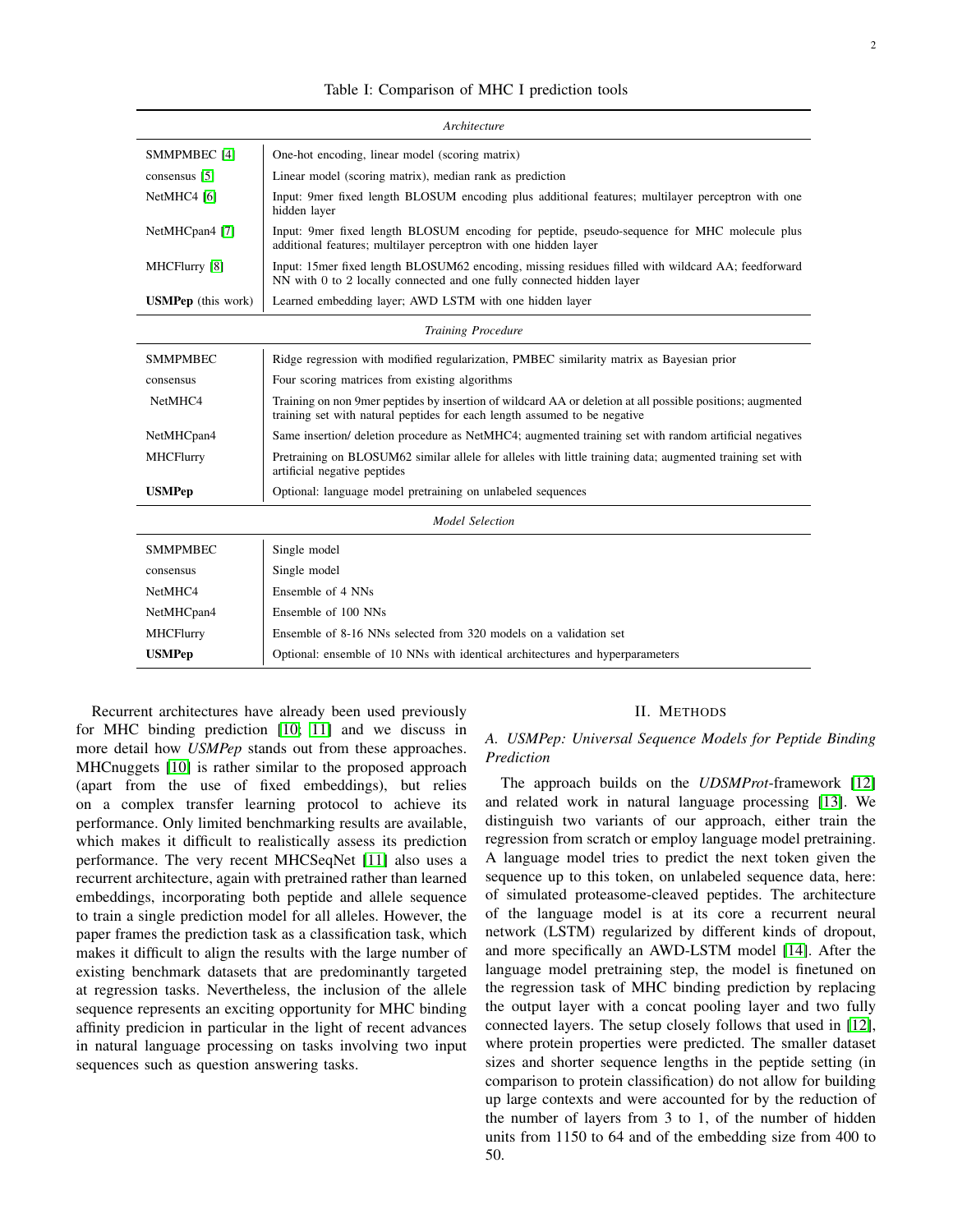Table I: Comparison of MHC I prediction tools

| | |
|---|---|
| *Architecture* | |
| SMMPMBEC [4] | One-hot encoding, linear model (scoring matrix) |
| consensus [5] | Linear model (scoring matrix), median rank as prediction |
| NetMHC4 [6] | Input: 9mer fixed length BLOSUM encoding plus additional features; multilayer perceptron with one hidden layer |
| NetMHCpan4 [7] | Input: 9mer fixed length BLOSUM encoding for peptide, pseudo-sequence for MHC molecule plus additional features; multilayer perceptron with one hidden layer |
| MHCFlurry [8] | Input: 15mer fixed length BLOSUM62 encoding, missing residues filled with wildcard AA; feedforward NN with 0 to 2 locally connected and one fully connected hidden layer |
| **USMPep** (this work) | Learned embedding layer; AWD LSTM with one hidden layer |
| *Training Procedure* | |
| SMMPMBEC | Ridge regression with modified regularization, PMBEC similarity matrix as Bayesian prior |
| consensus | Four scoring matrices from existing algorithms |
| NetMHC4 | Training on non 9mer peptides by insertion of wildcard AA or deletion at all possible positions; augmented training set with natural peptides for each length assumed to be negative |
| NetMHCpan4 | Same insertion/ deletion procedure as NetMHC4; augmented training set with random artificial negatives |
| MHCFlurry | Pretraining on BLOSUM62 similar allele for alleles with little training data; augmented training set with artificial negative peptides |
| **USMPep** | Optional: language model pretraining on unlabeled sequences |
| *Model Selection* | |
| SMMPMBEC | Single model |
| consensus | Single model |
| NetMHC4 | Ensemble of 4 NNs |
| NetMHCpan4 | Ensemble of 100 NNs |
| MHCFlurry | Ensemble of 8-16 NNs selected from 320 models on a validation set |
| **USMPep** | Optional: ensemble of 10 NNs with identical architectures and hyperparameters |

Recurrent architectures have already been used previously for MHC binding prediction [10; 11] and we discuss in more detail how *USMPep* stands out from these approaches. MHCnuggets [10] is rather similar to the proposed approach (apart from the use of fixed embeddings), but relies on a complex transfer learning protocol to achieve its performance. Only limited benchmarking results are available, which makes it difficult to realistically assess its prediction performance. The very recent MHCSeqNet [11] also uses a recurrent architecture, again with pretrained rather than learned embeddings, incorporating both peptide and allele sequence to train a single prediction model for all alleles. However, the paper frames the prediction task as a classification task, which makes it difficult to align the results with the large number of existing benchmark datasets that are predominantly targeted at regression tasks. Nevertheless, the inclusion of the allele sequence represents an exciting opportunity for MHC binding affinity predicion in particular in the light of recent advances in natural language processing on tasks involving two input sequences such as question answering tasks.

## II. Methods

### A. USMPep: Universal Sequence Models for Peptide Binding Prediction

The approach builds on the *UDSMProt*-framework [12] and related work in natural language processing [13]. We distinguish two variants of our approach, either train the regression from scratch or employ language model pretraining. A language model tries to predict the next token given the sequence up to this token, on unlabeled sequence data, here: of simulated proteasome-cleaved peptides. The architecture of the language model is at its core a recurrent neural network (LSTM) regularized by different kinds of dropout, and more specifically an AWD-LSTM model [14]. After the language model pretraining step, the model is finetuned on the regression task of MHC binding prediction by replacing the output layer with a concat pooling layer and two fully connected layers. The setup closely follows that used in [12], where protein properties were predicted. The smaller dataset sizes and shorter sequence lengths in the peptide setting (in comparison to protein classification) do not allow for building up large contexts and were accounted for by the reduction of the number of layers from 3 to 1, of the number of hidden units from 1150 to 64 and of the embedding size from 400 to 50.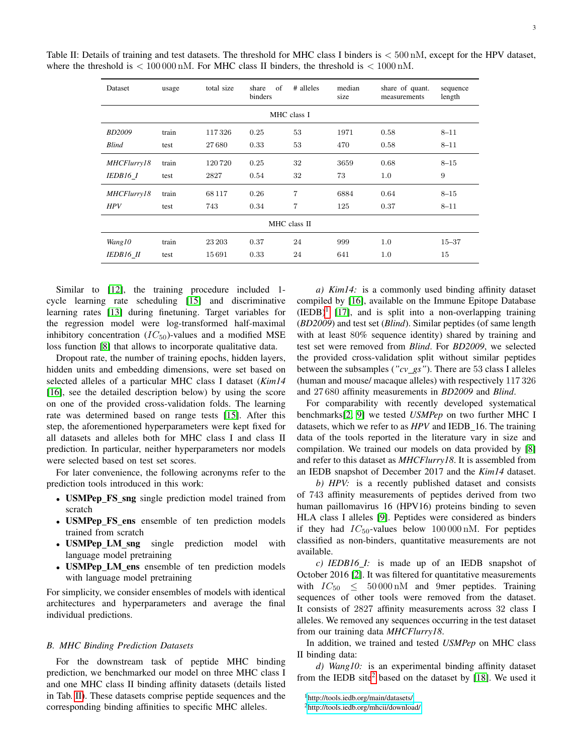Table II: Details of training and test datasets. The threshold for MHC class I binders is $< 500\,\text{nM}$, except for the HPV dataset, where the threshold is $< 100\,000\,\text{nM}$. For MHC class II binders, the threshold is $< 1000\,\text{nM}$.

| Dataset | usage | total size | share of binders | # alleles | median size | share of quant. measurements | sequence length |
|---|---|---|---|---|---|---|---|
| | | | MHC class I | | | | |
| *BD2009* | train | 117 326 | 0.25 | 53 | 1971 | 0.58 | 8–11 |
| *Blind* | test | 27 680 | 0.33 | 53 | 470 | 0.58 | 8–11 |
| *MHCFlurry18* | train | 120 720 | 0.25 | 32 | 3659 | 0.68 | 8–15 |
| *IEDB16_I* | test | 2827 | 0.54 | 32 | 73 | 1.0 | 9 |
| *MHCFlurry18* | train | 68 117 | 0.26 | 7 | 6884 | 0.64 | 8–15 |
| *HPV* | test | 743 | 0.34 | 7 | 125 | 0.37 | 8–11 |
| | | | MHC class II | | | | |
| *Wang10* | train | 23 203 | 0.37 | 24 | 999 | 1.0 | 15–37 |
| *IEDB16_II* | test | 15 691 | 0.33 | 24 | 641 | 1.0 | 15 |

Similar to [12], the training procedure included 1-cycle learning rate scheduling [15] and discriminative learning rates [13] during finetuning. Target variables for the regression model were log-transformed half-maximal inhibitory concentration ($IC_{50}$)-values and a modified MSE loss function [8] that allows to incorporate qualitative data.

Dropout rate, the number of training epochs, hidden layers, hidden units and embedding dimensions, were set based on selected alleles of a particular MHC class I dataset (*Kim14* [16], see the detailed description below) by using the score on one of the provided cross-validation folds. The learning rate was determined based on range tests [15]. After this step, the aforementioned hyperparameters were kept fixed for all datasets and alleles both for MHC class I and class II prediction. In particular, neither hyperparameters nor models were selected based on test set scores.

For later convenience, the following acronyms refer to the prediction tools introduced in this work:

- **USMPep_FS_sng** single prediction model trained from scratch
- **USMPep_FS_ens** ensemble of ten prediction models trained from scratch
- **USMPep_LM_sng** single prediction model with language model pretraining
- **USMPep_LM_ens** ensemble of ten prediction models with language model pretraining

For simplicity, we consider ensembles of models with identical architectures and hyperparameters and average the final individual predictions.

## B. MHC Binding Prediction Datasets

For the downstream task of peptide MHC binding prediction, we benchmarked our model on three MHC class I and one MHC class II binding affinity datasets (details listed in Tab. II). These datasets comprise peptide sequences and the corresponding binding affinities to specific MHC alleles.

*a) Kim14:* is a commonly used binding affinity dataset compiled by [16], available on the Immune Epitope Database (IEDB)[1] [17], and is split into a non-overlapping training (*BD2009*) and test set (*Blind*). Similar peptides (of same length with at least 80% sequence identity) shared by training and test set were removed from *Blind*. For *BD2009*, we selected the provided cross-validation split without similar peptides between the subsamples (*"cv_gs"*). There are 53 class I alleles (human and mouse/ macaque alleles) with respectively 117 326 and 27 680 affinity measurements in *BD2009* and *Blind*.

For comparability with recently developed systematical benchmarks[2, 9] we tested *USMPep* on two further MHC I datasets, which we refer to as *HPV* and IEDB_16. The training data of the tools reported in the literature vary in size and compilation. We trained our models on data provided by [8] and refer to this dataset as *MHCFlurry18*. It is assembled from an IEDB snapshot of December 2017 and the *Kim14* dataset.

*b) HPV:* is a recently published dataset and consists of 743 affinity measurements of peptides derived from two human paillomavirus 16 (HPV16) proteins binding to seven HLA class I alleles [9]. Peptides were considered as binders if they had $IC_{50}$-values below $100\,000\,\text{nM}$. For peptides classified as non-binders, quantitative measurements are not available.

*c) IEDB16_I:* is made up of an IEDB snapshot of October 2016 [2]. It was filtered for quantitative measurements with $IC_{50} \leq 50\,000\,\text{nM}$ and 9mer peptides. Training sequences of other tools were removed from the dataset. It consists of 2827 affinity measurements across 32 class I alleles. We removed any sequences occurring in the test dataset from our training data *MHCFlurry18*.

In addition, we trained and tested *USMPep* on MHC class II binding data:

*d) Wang10:* is an experimental binding affinity dataset from the IEDB site[2] based on the dataset by [18]. We used it

[1] http://tools.iedb.org/main/datasets/

[2] http://tools.iedb.org/mhcii/download/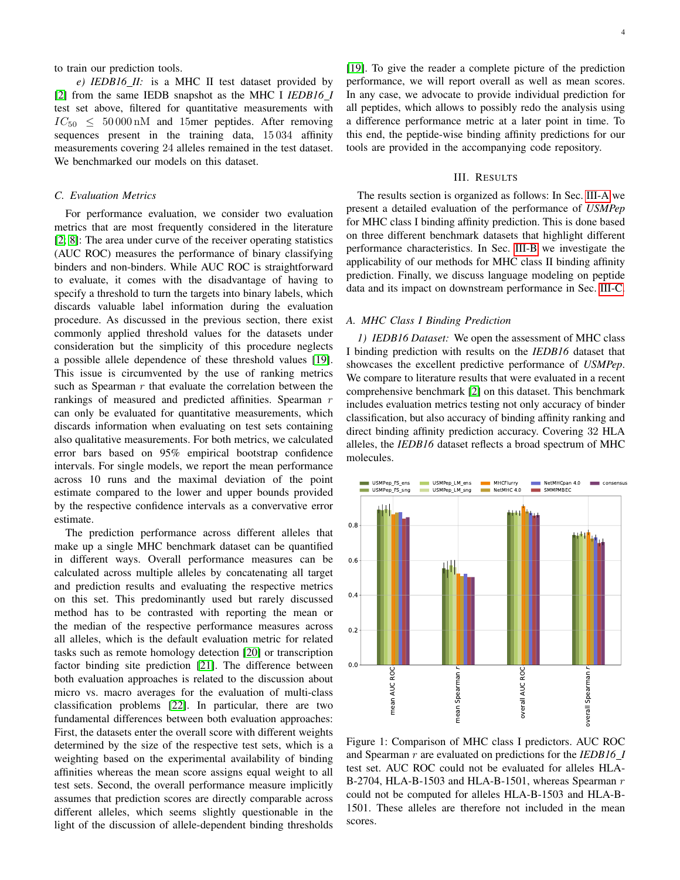to train our prediction tools.

*e) IEDB16_II:* is a MHC II test dataset provided by [2] from the same IEDB snapshot as the MHC I *IEDB16_I* test set above, filtered for quantitative measurements with $IC_{50} \leq 50\,000\,\mathrm{nM}$ and 15mer peptides. After removing sequences present in the training data, 15 034 affinity measurements covering 24 alleles remained in the test dataset. We benchmarked our models on this dataset.

### C. Evaluation Metrics

For performance evaluation, we consider two evaluation metrics that are most frequently considered in the literature [2, 8]: The area under curve of the receiver operating statistics (AUC ROC) measures the performance of binary classifying binders and non-binders. While AUC ROC is straightforward to evaluate, it comes with the disadvantage of having to specify a threshold to turn the targets into binary labels, which discards valuable label information during the evaluation procedure. As discussed in the previous section, there exist commonly applied threshold values for the datasets under consideration but the simplicity of this procedure neglects a possible allele dependence of these threshold values [19]. This issue is circumvented by the use of ranking metrics such as Spearman $r$ that evaluate the correlation between the rankings of measured and predicted affinities. Spearman $r$ can only be evaluated for quantitative measurements, which discards information when evaluating on test sets containing also qualitative measurements. For both metrics, we calculated error bars based on 95% empirical bootstrap confidence intervals. For single models, we report the mean performance across 10 runs and the maximal deviation of the point estimate compared to the lower and upper bounds provided by the respective confidence intervals as a convervative error estimate.

The prediction performance across different alleles that make up a single MHC benchmark dataset can be quantified in different ways. Overall performance measures can be calculated across multiple alleles by concatenating all target and prediction results and evaluating the respective metrics on this set. This predominantly used but rarely discussed method has to be contrasted with reporting the mean or the median of the respective performance measures across all alleles, which is the default evaluation metric for related tasks such as remote homology detection [20] or transcription factor binding site prediction [21]. The difference between both evaluation approaches is related to the discussion about micro vs. macro averages for the evaluation of multi-class classification problems [22]. In particular, there are two fundamental differences between both evaluation approaches: First, the datasets enter the overall score with different weights determined by the size of the respective test sets, which is a weighting based on the experimental availability of binding affinities whereas the mean score assigns equal weight to all test sets. Second, the overall performance measure implicitly assumes that prediction scores are directly comparable across different alleles, which seems slightly questionable in the light of the discussion of allele-dependent binding thresholds [19]. To give the reader a complete picture of the prediction performance, we will report overall as well as mean scores. In any case, we advocate to provide individual prediction for all peptides, which allows to possibly redo the analysis using a difference performance metric at a later point in time. To this end, the peptide-wise binding affinity predictions for our tools are provided in the accompanying code repository.

## III. Results

The results section is organized as follows: In Sec. III-A we present a detailed evaluation of the performance of *USMPep* for MHC class I binding affinity prediction. This is done based on three different benchmark datasets that highlight different performance characteristics. In Sec. III-B we investigate the applicability of our methods for MHC class II binding affinity prediction. Finally, we discuss language modeling on peptide data and its impact on downstream performance in Sec. III-C.

### A. MHC Class I Binding Prediction

*1) IEDB16 Dataset:* We open the assessment of MHC class I binding prediction with results on the *IEDB16* dataset that showcases the excellent predictive performance of *USMPep*. We compare to literature results that were evaluated in a recent comprehensive benchmark [2] on this dataset. This benchmark includes evaluation metrics testing not only accuracy of binder classification, but also accuracy of binding affinity ranking and direct binding affinity prediction accuracy. Covering 32 HLA alleles, the *IEDB16* dataset reflects a broad spectrum of MHC molecules.

Figure 1: Comparison of MHC class I predictors. AUC ROC and Spearman $r$ are evaluated on predictions for the *IEDB16_I* test set. AUC ROC could not be evaluated for alleles HLA-B-2704, HLA-B-1503 and HLA-B-1501, whereas Spearman $r$ could not be computed for alleles HLA-B-1503 and HLA-B-1501. These alleles are therefore not included in the mean scores.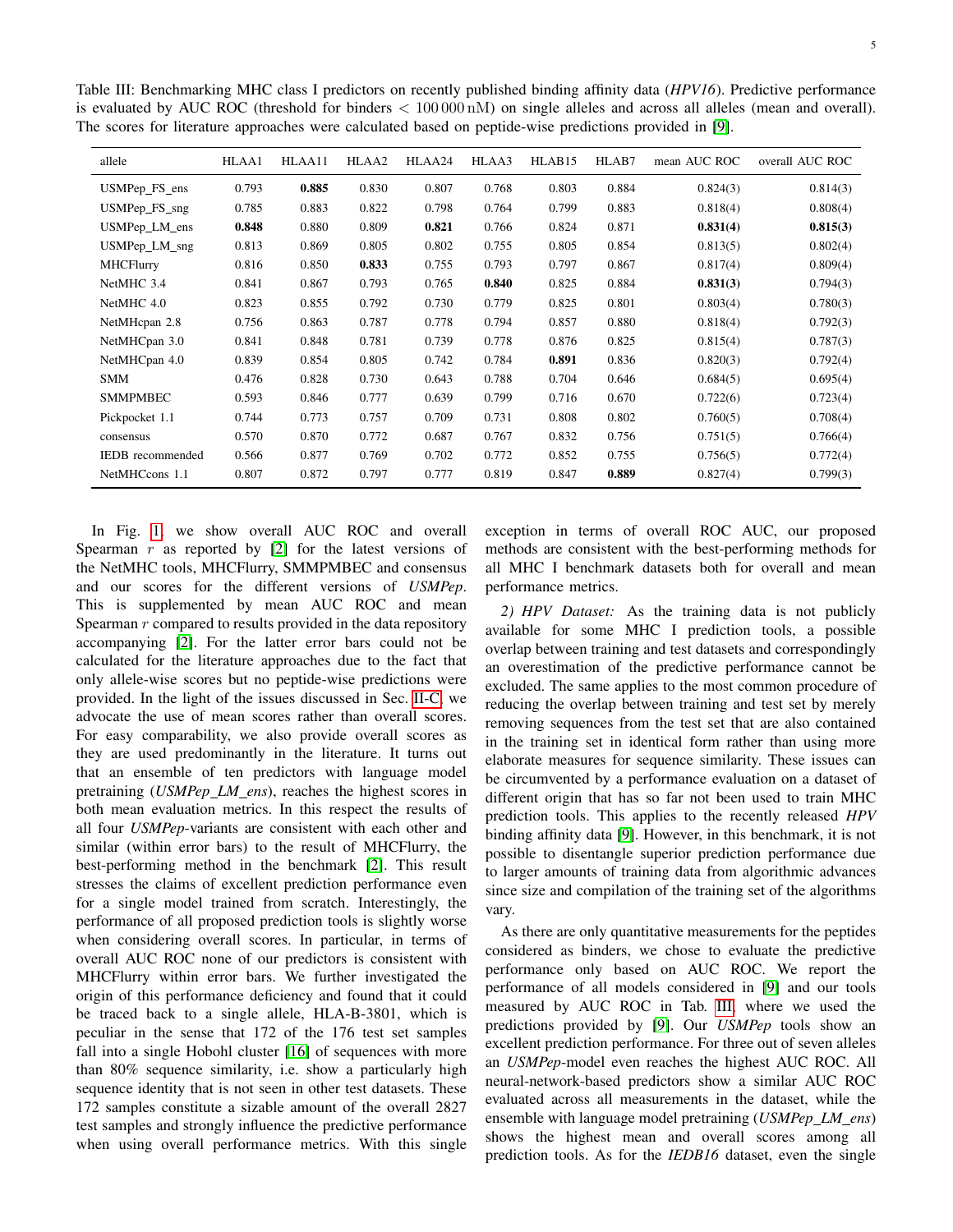Table III: Benchmarking MHC class I predictors on recently published binding affinity data (*HPV16*). Predictive performance is evaluated by AUC ROC (threshold for binders $< 100\,000\,\mathrm{nM}$) on single alleles and across all alleles (mean and overall). The scores for literature approaches were calculated based on peptide-wise predictions provided in [9].

| allele | HLAA1 | HLAA11 | HLAA2 | HLAA24 | HLAA3 | HLAB15 | HLAB7 | mean AUC ROC | overall AUC ROC |
|---|---|---|---|---|---|---|---|---|---|
| USMPep_FS_ens | 0.793 | **0.885** | 0.830 | 0.807 | 0.768 | 0.803 | 0.884 | 0.824(3) | 0.814(3) |
| USMPep_FS_sng | 0.785 | 0.883 | 0.822 | 0.798 | 0.764 | 0.799 | 0.883 | 0.818(4) | 0.808(4) |
| USMPep_LM_ens | **0.848** | 0.880 | 0.809 | **0.821** | 0.766 | 0.824 | 0.871 | **0.831(4)** | **0.815(3)** |
| USMPep_LM_sng | 0.813 | 0.869 | 0.805 | 0.802 | 0.755 | 0.805 | 0.854 | 0.813(5) | 0.802(4) |
| MHCFlurry | 0.816 | 0.850 | **0.833** | 0.755 | 0.793 | 0.797 | 0.867 | 0.817(4) | 0.809(4) |
| NetMHC 3.4 | 0.841 | 0.867 | 0.793 | 0.765 | **0.840** | 0.825 | 0.884 | **0.831(3)** | 0.794(3) |
| NetMHC 4.0 | 0.823 | 0.855 | 0.792 | 0.730 | 0.779 | 0.825 | 0.801 | 0.803(4) | 0.780(3) |
| NetMHcpan 2.8 | 0.756 | 0.863 | 0.787 | 0.778 | 0.794 | 0.857 | 0.880 | 0.818(4) | 0.792(3) |
| NetMHCpan 3.0 | 0.841 | 0.848 | 0.781 | 0.739 | 0.778 | 0.876 | 0.825 | 0.815(4) | 0.787(3) |
| NetMHCpan 4.0 | 0.839 | 0.854 | 0.805 | 0.742 | 0.784 | **0.891** | 0.836 | 0.820(3) | 0.792(4) |
| SMM | 0.476 | 0.828 | 0.730 | 0.643 | 0.788 | 0.704 | 0.646 | 0.684(5) | 0.695(4) |
| SMMPMBEC | 0.593 | 0.846 | 0.777 | 0.639 | 0.799 | 0.716 | 0.670 | 0.722(6) | 0.723(4) |
| Pickpocket 1.1 | 0.744 | 0.773 | 0.757 | 0.709 | 0.731 | 0.808 | 0.802 | 0.760(5) | 0.708(4) |
| consensus | 0.570 | 0.870 | 0.772 | 0.687 | 0.767 | 0.832 | 0.756 | 0.751(5) | 0.766(4) |
| IEDB recommended | 0.566 | 0.877 | 0.769 | 0.702 | 0.772 | 0.852 | 0.755 | 0.756(5) | 0.772(4) |
| NetMHCcons 1.1 | 0.807 | 0.872 | 0.797 | 0.777 | 0.819 | 0.847 | **0.889** | 0.827(4) | 0.799(3) |

In Fig. 1, we show overall AUC ROC and overall Spearman $r$ as reported by [2] for the latest versions of the NetMHC tools, MHCFlurry, SMMPMBEC and consensus and our scores for the different versions of *USMPep*. This is supplemented by mean AUC ROC and mean Spearman $r$ compared to results provided in the data repository accompanying [2]. For the latter error bars could not be calculated for the literature approaches due to the fact that only allele-wise scores but no peptide-wise predictions were provided. In the light of the issues discussed in Sec. II-C, we advocate the use of mean scores rather than overall scores. For easy comparability, we also provide overall scores as they are used predominantly in the literature. It turns out that an ensemble of ten predictors with language model pretraining (*USMPep_LM_ens*), reaches the highest scores in both mean evaluation metrics. In this respect the results of all four *USMPep*-variants are consistent with each other and similar (within error bars) to the result of MHCFlurry, the best-performing method in the benchmark [2]. This result stresses the claims of excellent prediction performance even for a single model trained from scratch. Interestingly, the performance of all proposed prediction tools is slightly worse when considering overall scores. In particular, in terms of overall AUC ROC none of our predictors is consistent with MHCFlurry within error bars. We further investigated the origin of this performance deficiency and found that it could be traced back to a single allele, HLA-B-3801, which is peculiar in the sense that 172 of the 176 test set samples fall into a single Hobohl cluster [16] of sequences with more than 80% sequence similarity, i.e. show a particularly high sequence identity that is not seen in other test datasets. These 172 samples constitute a sizable amount of the overall 2827 test samples and strongly influence the predictive performance when using overall performance metrics. With this single exception in terms of overall ROC AUC, our proposed methods are consistent with the best-performing methods for all MHC I benchmark datasets both for overall and mean performance metrics.

*2) HPV Dataset:* As the training data is not publicly available for some MHC I prediction tools, a possible overlap between training and test datasets and correspondingly an overestimation of the predictive performance cannot be excluded. The same applies to the most common procedure of reducing the overlap between training and test set by merely removing sequences from the test set that are also contained in the training set in identical form rather than using more elaborate measures for sequence similarity. These issues can be circumvented by a performance evaluation on a dataset of different origin that has so far not been used to train MHC prediction tools. This applies to the recently released *HPV* binding affinity data [9]. However, in this benchmark, it is not possible to disentangle superior prediction performance due to larger amounts of training data from algorithmic advances since size and compilation of the training set of the algorithms vary.

As there are only quantitative measurements for the peptides considered as binders, we chose to evaluate the predictive performance only based on AUC ROC. We report the performance of all models considered in [9] and our tools measured by AUC ROC in Tab. III, where we used the predictions provided by [9]. Our *USMPep* tools show an excellent prediction performance. For three out of seven alleles an *USMPep*-model even reaches the highest AUC ROC. All neural-network-based predictors show a similar AUC ROC evaluated across all measurements in the dataset, while the ensemble with language model pretraining (*USMPep_LM_ens*) shows the highest mean and overall scores among all prediction tools. As for the *IEDB16* dataset, even the single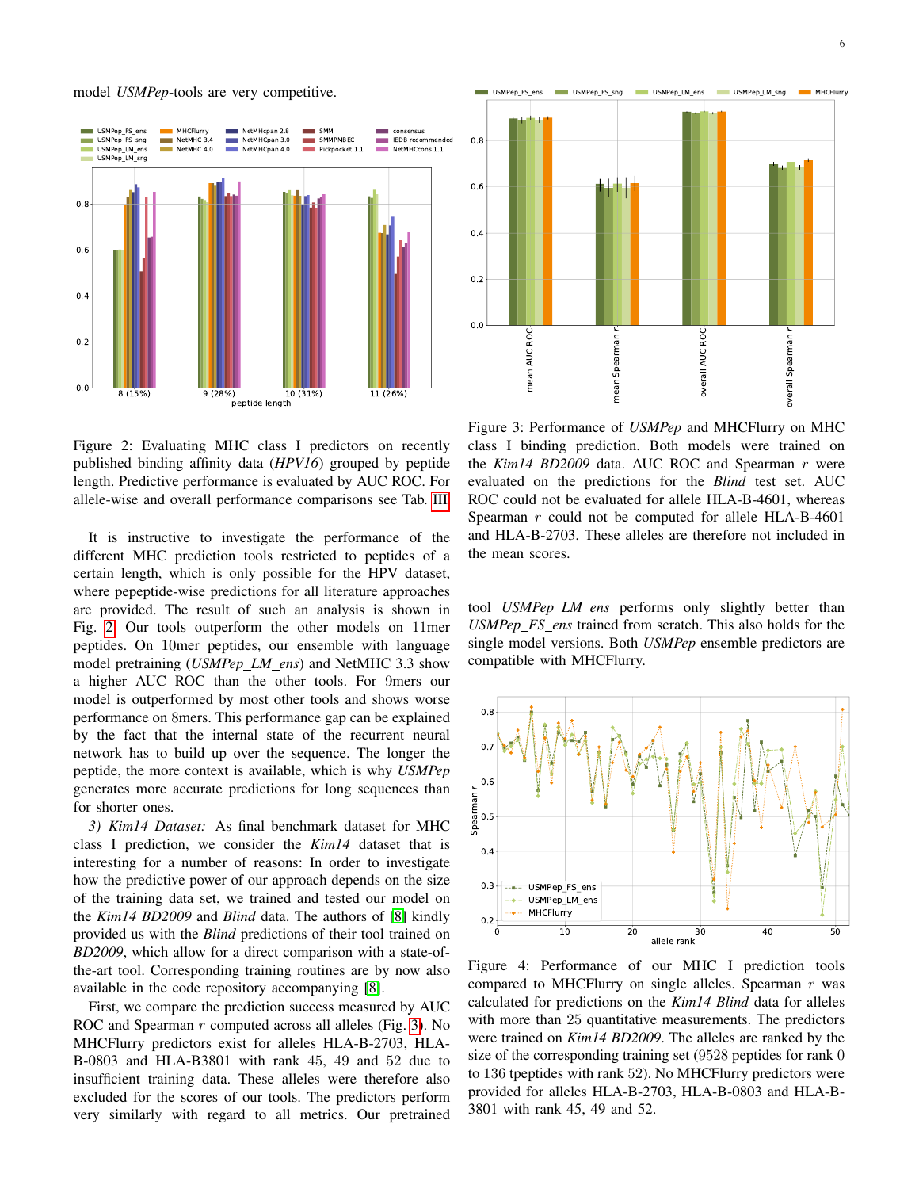model *USMPep*-tools are very competitive.

Figure 2: Evaluating MHC class I predictors on recently published binding affinity data (*HPV16*) grouped by peptide length. Predictive performance is evaluated by AUC ROC. For allele-wise and overall performance comparisons see Tab. III.

It is instructive to investigate the performance of the different MHC prediction tools restricted to peptides of a certain length, which is only possible for the HPV dataset, where pepeptide-wise predictions for all literature approaches are provided. The result of such an analysis is shown in Fig. 2. Our tools outperform the other models on 11mer peptides. On 10mer peptides, our ensemble with language model pretraining (*USMPep_LM_ens*) and NetMHC 3.3 show a higher AUC ROC than the other tools. For 9mers our model is outperformed by most other tools and shows worse performance on 8mers. This performance gap can be explained by the fact that the internal state of the recurrent neural network has to build up over the sequence. The longer the peptide, the more context is available, which is why *USMPep* generates more accurate predictions for long sequences than for shorter ones.

*3) Kim14 Dataset:* As final benchmark dataset for MHC class I prediction, we consider the *Kim14* dataset that is interesting for a number of reasons: In order to investigate how the predictive power of our approach depends on the size of the training data set, we trained and tested our model on the *Kim14 BD2009* and *Blind* data. The authors of [8] kindly provided us with the *Blind* predictions of their tool trained on *BD2009*, which allow for a direct comparison with a state-of-the-art tool. Corresponding training routines are by now also available in the code repository accompanying [8].

First, we compare the prediction success measured by AUC ROC and Spearman $r$ computed across all alleles (Fig. 3). No MHCFlurry predictors exist for alleles HLA-B-2703, HLA-B-0803 and HLA-B3801 with rank 45, 49 and 52 due to insufficient training data. These alleles were therefore also excluded for the scores of our tools. The predictors perform very similarly with regard to all metrics. Our pretrained tool *USMPep_LM_ens* performs only slightly better than *USMPep_FS_ens* trained from scratch. This also holds for the single model versions. Both *USMPep* ensemble predictors are compatible with MHCFlurry.

Figure 3: Performance of *USMPep* and MHCFlurry on MHC class I binding prediction. Both models were trained on the *Kim14 BD2009* data. AUC ROC and Spearman $r$ were evaluated on the predictions for the *Blind* test set. AUC ROC could not be evaluated for allele HLA-B-4601, whereas Spearman $r$ could not be computed for allele HLA-B-4601 and HLA-B-2703. These alleles are therefore not included in the mean scores.

Figure 4: Performance of our MHC I prediction tools compared to MHCFlurry on single alleles. Spearman $r$ was calculated for predictions on the *Kim14 Blind* data for alleles with more than 25 quantitative measurements. The predictors were trained on *Kim14 BD2009*. The alleles are ranked by the size of the corresponding training set (9528 peptides for rank 0 to 136 tpeptides with rank 52). No MHCFlurry predictors were provided for alleles HLA-B-2703, HLA-B-0803 and HLA-B-3801 with rank 45, 49 and 52.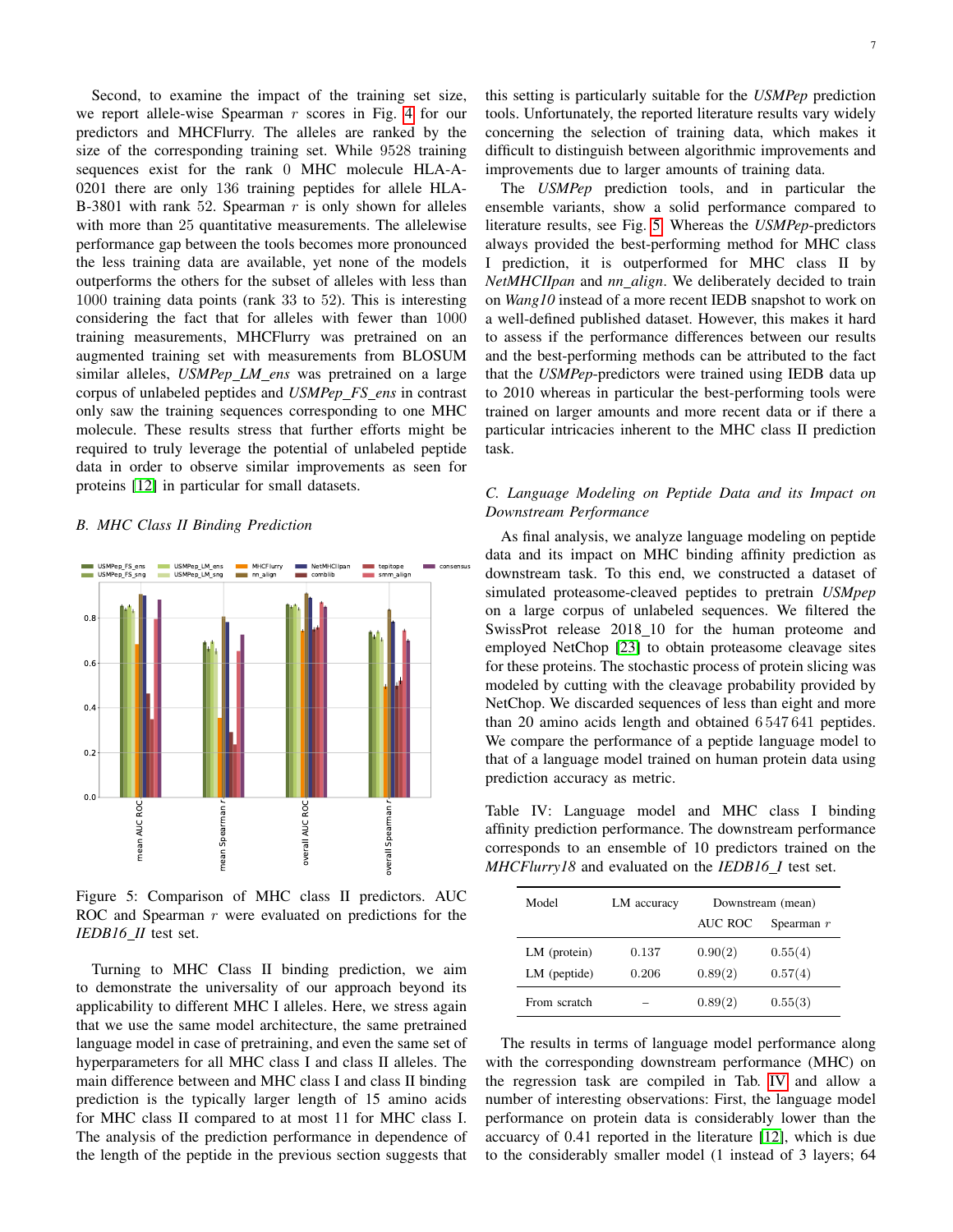Second, to examine the impact of the training set size, we report allele-wise Spearman $r$ scores in Fig. 4 for our predictors and MHCFlurry. The alleles are ranked by the size of the corresponding training set. While 9528 training sequences exist for the rank 0 MHC molecule HLA-A-0201 there are only 136 training peptides for allele HLA-B-3801 with rank 52. Spearman $r$ is only shown for alleles with more than 25 quantitative measurements. The allelewise performance gap between the tools becomes more pronounced the less training data are available, yet none of the models outperforms the others for the subset of alleles with less than 1000 training data points (rank 33 to 52). This is interesting considering the fact that for alleles with fewer than 1000 training measurements, MHCFlurry was pretrained on an augmented training set with measurements from BLOSUM similar alleles, *USMPep_LM_ens* was pretrained on a large corpus of unlabeled peptides and *USMPep_FS_ens* in contrast only saw the training sequences corresponding to one MHC molecule. These results stress that further efforts might be required to truly leverage the potential of unlabeled peptide data in order to observe similar improvements as seen for proteins [12] in particular for small datasets.

### B. MHC Class II Binding Prediction

Figure 5: Comparison of MHC class II predictors. AUC ROC and Spearman $r$ were evaluated on predictions for the *IEDB16_II* test set.

Turning to MHC Class II binding prediction, we aim to demonstrate the universality of our approach beyond its applicability to different MHC I alleles. Here, we stress again that we use the same model architecture, the same pretrained language model in case of pretraining, and even the same set of hyperparameters for all MHC class I and class II alleles. The main difference between MHC class I and class II binding prediction is the typically larger length of 15 amino acids for MHC class II compared to at most 11 for MHC class I. The analysis of the prediction performance in dependence of the length of the peptide in the previous section suggests that this setting is particularly suitable for the *USMPep* prediction tools. Unfortunately, the reported literature results vary widely concerning the selection of training data, which makes it difficult to distinguish between algorithmic improvements and improvements due to larger amounts of training data.

The *USMPep* prediction tools, and in particular the ensemble variants, show a solid performance compared to literature results, see Fig. 5. Whereas the *USMPep*-predictors always provided the best-performing method for MHC class I prediction, it is outperformed for MHC class II by *NetMHCIIpan* and *nn_align*. We deliberately decided to train on *Wang10* instead of a more recent IEDB snapshot to work on a well-defined published dataset. However, this makes it hard to assess if the performance differences between our results and the best-performing methods can be attributed to the fact that the *USMPep*-predictors were trained using IEDB data up to 2010 whereas in particular the best-performing tools were trained on larger amounts and more recent data or if there a particular intricacies inherent to the MHC class II prediction task.

### C. Language Modeling on Peptide Data and its Impact on Downstream Performance

As final analysis, we analyze language modeling on peptide data and its impact on MHC binding affinity prediction as downstream task. To this end, we constructed a dataset of simulated proteasome-cleaved peptides to pretrain *USMpep* on a large corpus of unlabeled sequences. We filtered the SwissProt release 2018_10 for the human proteome and employed NetChop [23] to obtain proteasome cleavage sites for these proteins. The stochastic process of protein slicing was modeled by cutting with the cleavage probability provided by NetChop. We discarded sequences of less than eight and more than 20 amino acids length and obtained 6 547 641 peptides. We compare the performance of a peptide language model to that of a language model trained on human protein data using prediction accuracy as metric.

Table IV: Language model and MHC class I binding affinity prediction performance. The downstream performance corresponds to an ensemble of 10 predictors trained on the *MHCFlurry18* and evaluated on the *IEDB16_I* test set.

| Model | LM accuracy | Downstream (mean) | |
|---|---|---|---|
| | | AUC ROC | Spearman $r$ |
| LM (protein) | 0.137 | 0.90(2) | 0.55(4) |
| LM (peptide) | 0.206 | 0.89(2) | 0.57(4) |
| From scratch | – | 0.89(2) | 0.55(3) |

The results in terms of language model performance along with the corresponding downstream performance (MHC) on the regression task are compiled in Tab. IV and allow a number of interesting observations: First, the language model performance on protein data is considerably lower than the accuracy of 0.41 reported in the literature [12], which is due to the considerably smaller model (1 instead of 3 layers; 64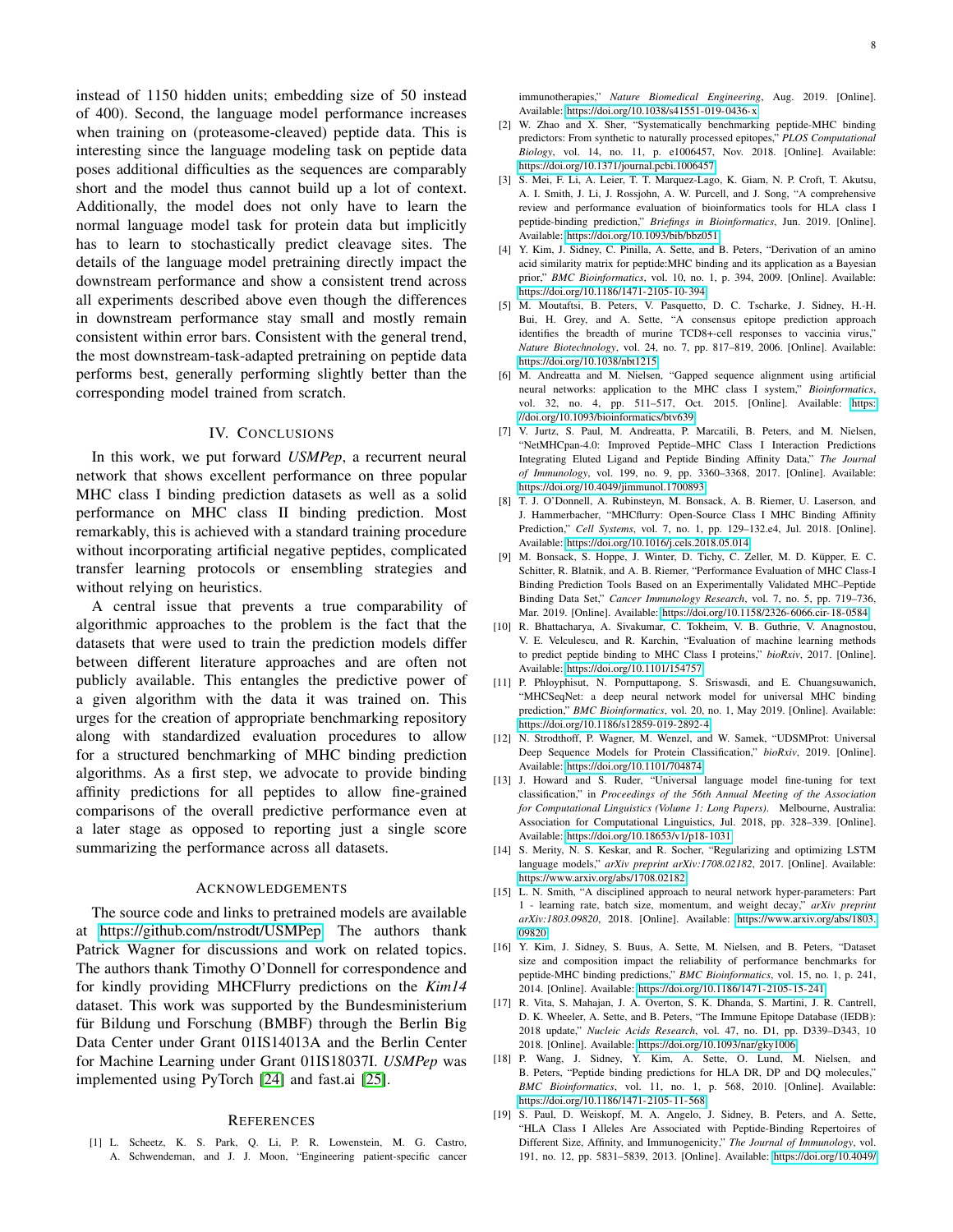instead of 1150 hidden units; embedding size of 50 instead of 400). Second, the language model performance increases when training on (proteasome-cleaved) peptide data. This is interesting since the language modeling task on peptide data poses additional difficulties as the sequences are comparably short and the model thus cannot build up a lot of context. Additionally, the model does not only have to learn the normal language model task for protein data but implicitly has to learn to stochastically predict cleavage sites. The details of the language model pretraining directly impact the downstream performance and show a consistent trend across all experiments described above even though the differences in downstream performance stay small and mostly remain consistent within error bars. Consistent with the general trend, the most downstream-task-adapted pretraining on peptide data performs best, generally performing slightly better than the corresponding model trained from scratch.

## IV. Conclusions

In this work, we put forward *USMPep*, a recurrent neural network that shows excellent performance on three popular MHC class I binding prediction datasets as well as a solid performance on MHC class II binding prediction. Most remarkably, this is achieved with a standard training procedure without incorporating artificial negative peptides, complicated transfer learning protocols or ensembling strategies and without relying on heuristics.

A central issue that prevents a true comparability of algorithmic approaches to the problem is the fact that the datasets that were used to train the prediction models differ between different literature approaches and are often not publicly available. This entangles the predictive power of a given algorithm with the data it was trained on. This urges for the creation of appropriate benchmarking repository along with standardized evaluation procedures to allow for a structured benchmarking of MHC binding prediction algorithms. As a first step, we advocate to provide binding affinity predictions for all peptides to allow fine-grained comparisons of the overall predictive performance even at a later stage as opposed to reporting just a single score summarizing the performance across all datasets.

## Acknowledgements

The source code and links to pretrained models are available at https://github.com/nstrodt/USMPep. The authors thank Patrick Wagner for discussions and work on related topics. The authors thank Timothy O'Donnell for correspondence and for kindly providing MHCFlurry predictions on the *Kim14* dataset. This work was supported by the Bundesministerium für Bildung und Forschung (BMBF) through the Berlin Big Data Center under Grant 01IS14013A and the Berlin Center for Machine Learning under Grant 01IS18037I. *USMPep* was implemented using PyTorch [24] and fast.ai [25].

## References

[1] L. Scheetz, K. S. Park, Q. Li, P. R. Lowenstein, M. G. Castro, A. Schwendeman, and J. J. Moon, "Engineering patient-specific cancer immunotherapies," *Nature Biomedical Engineering*, Aug. 2019. [Online]. Available: https://doi.org/10.1038/s41551-019-0436-x

[2] W. Zhao and X. Sher, "Systematically benchmarking peptide-MHC binding predictors: From synthetic to naturally processed epitopes," *PLOS Computational Biology*, vol. 14, no. 11, p. e1006457, Nov. 2018. [Online]. Available: https://doi.org/10.1371/journal.pcbi.1006457

[3] S. Mei, F. Li, A. Leier, T. T. Marquez-Lago, K. Giam, N. P. Croft, T. Akutsu, A. I. Smith, J. Li, J. Rossjohn, A. W. Purcell, and J. Song, "A comprehensive review and performance evaluation of bioinformatics tools for HLA class I peptide-binding prediction," *Briefings in Bioinformatics*, Jun. 2019. [Online]. Available: https://doi.org/10.1093/bib/bbz051

[4] Y. Kim, J. Sidney, C. Pinilla, A. Sette, and B. Peters, "Derivation of an amino acid similarity matrix for peptide:MHC binding and its application as a Bayesian prior," *BMC Bioinformatics*, vol. 10, no. 1, p. 394, 2009. [Online]. Available: https://doi.org/10.1186/1471-2105-10-394

[5] M. Moutaftsi, B. Peters, V. Pasquetto, D. C. Tscharke, J. Sidney, H.-H. Bui, H. Grey, and A. Sette, "A consensus epitope prediction approach identifies the breadth of murine TCD8+-cell responses to vaccinia virus," *Nature Biotechnology*, vol. 24, no. 7, pp. 817–819, 2006. [Online]. Available: https://doi.org/10.1038/nbt1215

[6] M. Andreatta and M. Nielsen, "Gapped sequence alignment using artificial neural networks: application to the MHC class I system," *Bioinformatics*, vol. 32, no. 4, pp. 511–517, Oct. 2015. [Online]. Available: https://doi.org/10.1093/bioinformatics/btv639

[7] V. Jurtz, S. Paul, M. Andreatta, P. Marcatili, B. Peters, and M. Nielsen, "NetMHCpan-4.0: Improved Peptide–MHC Class I Interaction Predictions Integrating Eluted Ligand and Peptide Binding Affinity Data," *The Journal of Immunology*, vol. 199, no. 9, pp. 3360–3368, 2017. [Online]. Available: https://doi.org/10.4049/jimmunol.1700893

[8] T. J. O'Donnell, A. Rubinsteyn, M. Bonsack, A. B. Riemer, U. Laserson, and J. Hammerbacher, "MHCflurry: Open-Source Class I MHC Binding Affinity Prediction," *Cell Systems*, vol. 7, no. 1, pp. 129–132.e4, Jul. 2018. [Online]. Available: https://doi.org/10.1016/j.cels.2018.05.014

[9] M. Bonsack, S. Hoppe, J. Winter, D. Tichy, C. Zeller, M. D. Küpper, E. C. Schitter, R. Blatnik, and A. B. Riemer, "Performance Evaluation of MHC Class-I Binding Prediction Tools Based on an Experimentally Validated MHC–Peptide Binding Data Set," *Cancer Immunology Research*, vol. 7, no. 5, pp. 719–736, Mar. 2019. [Online]. Available: https://doi.org/10.1158/2326-6066.cir-18-0584

[10] R. Bhattacharya, A. Sivakumar, C. Tokheim, V. B. Guthrie, V. Anagnostou, V. E. Velculescu, and R. Karchin, "Evaluation of machine learning methods to predict peptide binding to MHC Class I proteins," *bioRxiv*, 2017. [Online]. Available: https://doi.org/10.1101/154757

[11] P. Phloyphisut, N. Pornputtapong, S. Sriswasdi, and E. Chuangsuwanich, "MHCSeqNet: a deep neural network model for universal MHC binding prediction," *BMC Bioinformatics*, vol. 20, no. 1, May 2019. [Online]. Available: https://doi.org/10.1186/s12859-019-2892-4

[12] N. Strodthoff, P. Wagner, M. Wenzel, and W. Samek, "UDSMProt: Universal Deep Sequence Models for Protein Classification," *bioRxiv*, 2019. [Online]. Available: https://doi.org/10.1101/704874

[13] J. Howard and S. Ruder, "Universal language model fine-tuning for text classification," in *Proceedings of the 56th Annual Meeting of the Association for Computational Linguistics (Volume 1: Long Papers)*. Melbourne, Australia: Association for Computational Linguistics, Jul. 2018, pp. 328–339. [Online]. Available: https://doi.org/10.18653/v1/p18-1031

[14] S. Merity, N. S. Keskar, and R. Socher, "Regularizing and optimizing LSTM language models," *arXiv preprint arXiv:1708.02182*, 2017. [Online]. Available: https://www.arxiv.org/abs/1708.02182

[15] L. N. Smith, "A disciplined approach to neural network hyper-parameters: Part 1 - learning rate, batch size, momentum, and weight decay," *arXiv preprint arXiv:1803.09820*, 2018. [Online]. Available: https://www.arxiv.org/abs/1803.09820

[16] Y. Kim, J. Sidney, S. Buus, A. Sette, M. Nielsen, and B. Peters, "Dataset size and composition impact the reliability of performance benchmarks for peptide-MHC binding predictions," *BMC Bioinformatics*, vol. 15, no. 1, p. 241, 2014. [Online]. Available: https://doi.org/10.1186/1471-2105-15-241

[17] R. Vita, S. Mahajan, J. A. Overton, S. K. Dhanda, S. Martini, J. R. Cantrell, D. K. Wheeler, A. Sette, and B. Peters, "The Immune Epitope Database (IEDB): 2018 update," *Nucleic Acids Research*, vol. 47, no. D1, pp. D339–D343, 10 2018. [Online]. Available: https://doi.org/10.1093/nar/gky1006

[18] P. Wang, J. Sidney, Y. Kim, A. Sette, O. Lund, M. Nielsen, and B. Peters, "Peptide binding predictions for HLA DR, DP and DQ molecules," *BMC Bioinformatics*, vol. 11, no. 1, p. 568, 2010. [Online]. Available: https://doi.org/10.1186/1471-2105-11-568

[19] S. Paul, D. Weiskopf, M. A. Angelo, J. Sidney, B. Peters, and A. Sette, "HLA Class I Alleles Are Associated with Peptide-Binding Repertoires of Different Size, Affinity, and Immunogenicity," *The Journal of Immunology*, vol. 191, no. 12, pp. 5831–5839, 2013. [Online]. Available: https://doi.org/10.4049/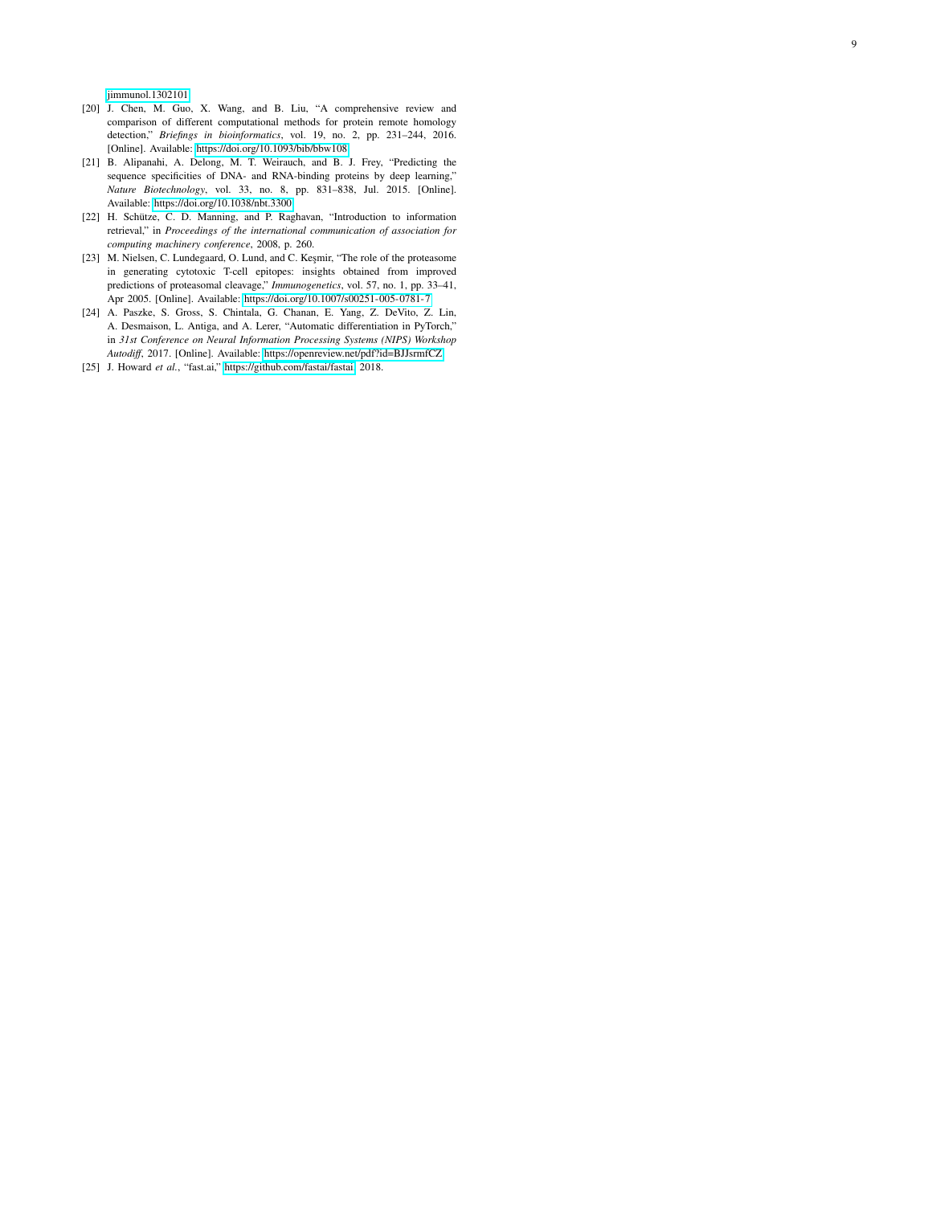jimmunol.1302101

[20] J. Chen, M. Guo, X. Wang, and B. Liu, "A comprehensive review and comparison of different computational methods for protein remote homology detection," *Briefings in bioinformatics*, vol. 19, no. 2, pp. 231–244, 2016. [Online]. Available: https://doi.org/10.1093/bib/bbw108

[21] B. Alipanahi, A. Delong, M. T. Weirauch, and B. J. Frey, "Predicting the sequence specificities of DNA- and RNA-binding proteins by deep learning," *Nature Biotechnology*, vol. 33, no. 8, pp. 831–838, Jul. 2015. [Online]. Available: https://doi.org/10.1038/nbt.3300

[22] H. Schütze, C. D. Manning, and P. Raghavan, "Introduction to information retrieval," in *Proceedings of the international communication of association for computing machinery conference*, 2008, p. 260.

[23] M. Nielsen, C. Lundegaard, O. Lund, and C. Keşmir, "The role of the proteasome in generating cytotoxic T-cell epitopes: insights obtained from improved predictions of proteasomal cleavage," *Immunogenetics*, vol. 57, no. 1, pp. 33–41, Apr 2005. [Online]. Available: https://doi.org/10.1007/s00251-005-0781-7

[24] A. Paszke, S. Gross, S. Chintala, G. Chanan, E. Yang, Z. DeVito, Z. Lin, A. Desmaison, L. Antiga, and A. Lerer, "Automatic differentiation in PyTorch," in *31st Conference on Neural Information Processing Systems (NIPS) Workshop Autodiff*, 2017. [Online]. Available: https://openreview.net/pdf?id=BJJsrmfCZ

[25] J. Howard *et al.*, "fast.ai," https://github.com/fastai/fastai, 2018.